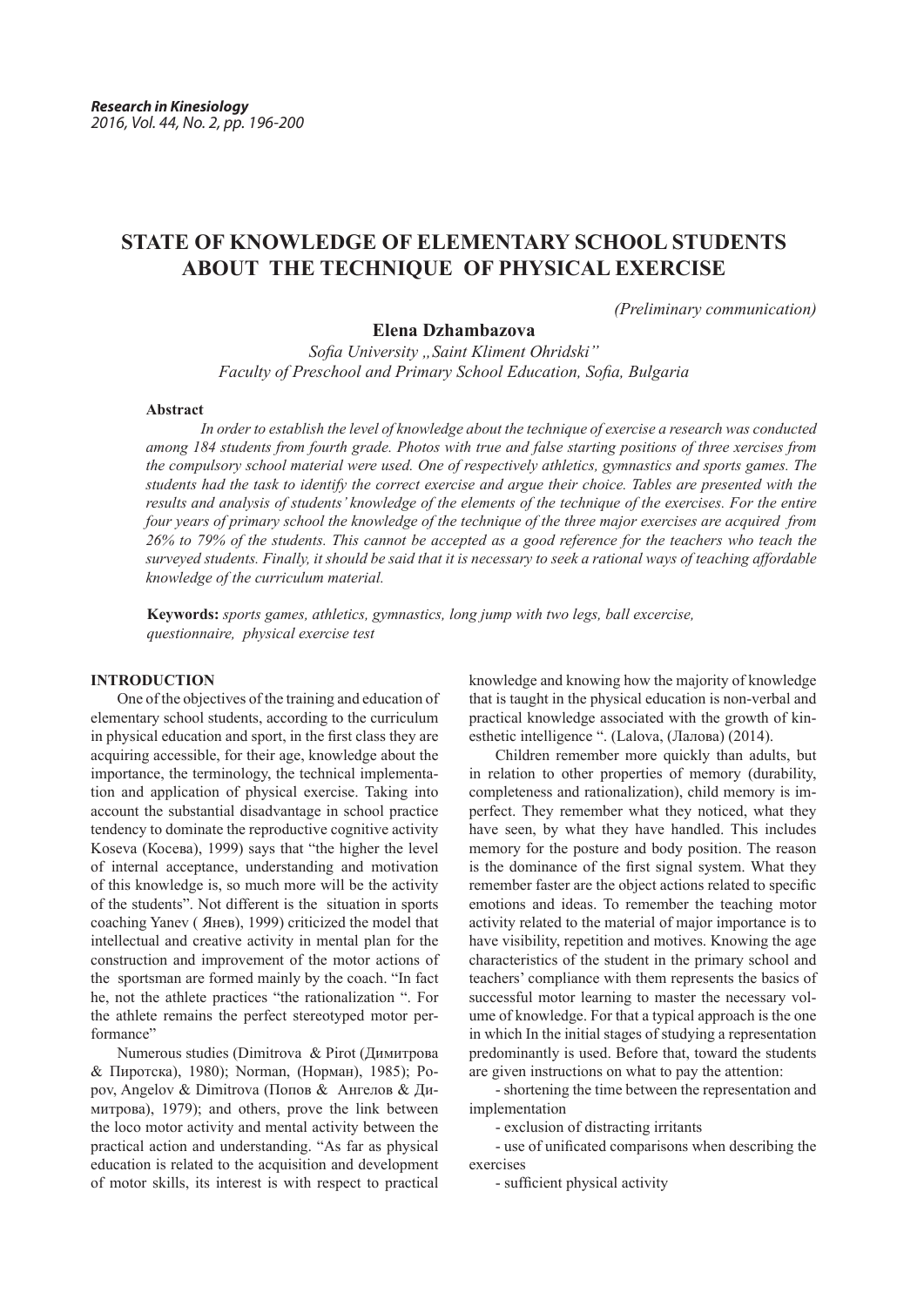# STATE OF KNOWLEDGE OF ELEMENTARY SCHOOL STUDENTS ABOUT THE TECHNIQUE OF PHYSICAL EXERCISE

*(Preliminary communication)*

**Elena Dzhambazova**

*Sofia University ,,Saint Kliment Ohridski"*
*Faculty of Preschool and Primary School Education, Sofia, Bulgaria*

**Abstract**

*In order to establish the level of knowledge about the technique of exercise a research was conducted among 184 students from fourth grade. Photos with true and false starting positions of three xercisies from the compulsory school material were used. One of respectively athletics, gymnastics and sports games. The students had the task to identify the correct exercise and argue their choice. Tables are presented with the results and analysis of students' knowledge of the elements of the technique of the exercises. For the entire four years of primary school the knowledge of the technique of the three major exercises are acquired from 26% to 79% of the students. This cannot be accepted as a good reference for the teachers who teach the surveyed students. Finally, it should be said that it is necessary to seek a rational ways of teaching affordable knowledge of the curriculum material.*

**Keywords:** *sports games, athletics, gymnastics, long jump with two legs, ball excercise, questionnaire, physical exercise test*

## INTRODUCTION

One of the objectives of the training and education of elementary school students, according to the curriculum in physical education and sport, in the first class they are acquiring accessible, for their age, knowledge about the importance, the terminology, the technical implementation and application of physical exercise. Taking into account the substantial disadvantage in school practice tendency to dominate the reproductive cognitive activity Koseva (Косева), 1999) says that "the higher the level of internal acceptance, understanding and motivation of this knowledge is, so much more will be the activity of the students". Not different is the situation in sports coaching Yanev ( Янев), 1999) criticized the model that intellectual and creative activity in mental plan for the construction and improvement of the motor actions of the sportsman are formed mainly by the coach. "In fact he, not the athlete practices "the rationalization ". For the athlete remains the perfect stereotyped motor performance"

Numerous studies (Dimitrova & Pirot (Димитрова & Пиротска), 1980); Norman, (Норман), 1985); Popov, Angelov & Dimitrova (Попов & Ангелов & Димитрова), 1979); and others, prove the link between the loco motor activity and mental activity between the practical action and understanding. "As far as physical education is related to the acquisition and development of motor skills, its interest is with respect to practical knowledge and knowing how the majority of knowledge that is taught in the physical education is non-verbal and practical knowledge associated with the growth of kinesthetic intelligence ". (Lalova, (Лалова) (2014).

Children remember more quickly than adults, but in relation to other properties of memory (durability, completeness and rationalization), child memory is imperfect. They remember what they noticed, what they have seen, by what they have handled. This includes memory for the posture and body position. The reason is the dominance of the first signal system. What they remember faster are the object actions related to specific emotions and ideas. To remember the teaching motor activity related to the material of major importance is to have visibility, repetition and motives. Knowing the age characteristics of the student in the primary school and teachers' compliance with them represents the basics of successful motor learning to master the necessary volume of knowledge. For that a typical approach is the one in which In the initial stages of studying a representation predominantly is used. Before that, toward the students are given instructions on what to pay the attention:

- shortening the time between the representation and implementation
- exclusion of distracting irritants
- use of unificated comparisons when describing the exercises
- sufficient physical activity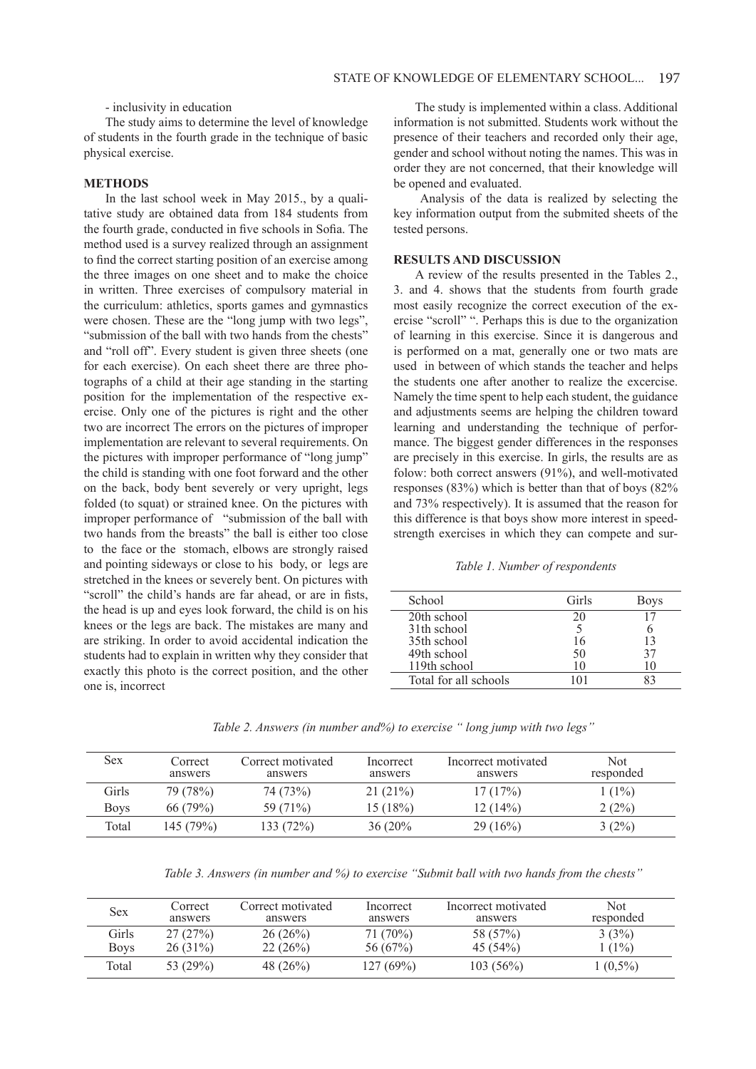- inclusivity in education

The study aims to determine the level of knowledge of students in the fourth grade in the technique of basic physical exercise.

## METHODS

In the last school week in May 2015., by a qualitative study are obtained data from 184 students from the fourth grade, conducted in five schools in Sofia. The method used is a survey realized through an assignment to find the correct starting position of an exercise among the three images on one sheet and to make the choice in written. Three exercises of compulsory material in the curriculum: athletics, sports games and gymnastics were chosen. These are the "long jump with two legs", "submission of the ball with two hands from the chests" and "roll off". Every student is given three sheets (one for each exercise). On each sheet there are three photographs of a child at their age standing in the starting position for the implementation of the respective exercise. Only one of the pictures is right and the other two are incorrect The errors on the pictures of improper implementation are relevant to several requirements. On the pictures with improper performance of "long jump" the child is standing with one foot forward and the other on the back, body bent severely or very upright, legs folded (to squat) or strained knee. On the pictures with improper performance of "submission of the ball with two hands from the breasts" the ball is either too close to the face or the stomach, elbows are strongly raised and pointing sideways or close to his body, or legs are stretched in the knees or severely bent. On pictures with "scroll" the child's hands are far ahead, or are in fists, the head is up and eyes look forward, the child is on his knees or the legs are back. The mistakes are many and are striking. In order to avoid accidental indication the students had to explain in written why they consider that exactly this photo is the correct position, and the other one is, incorrect

The study is implemented within a class. Additional information is not submitted. Students work without the presence of their teachers and recorded only their age, gender and school without noting the names. This was in order they are not concerned, that their knowledge will be opened and evaluated.

Analysis of the data is realized by selecting the key information output from the submited sheets of the tested persons.

## RESULTS AND DISCUSSION

A review of the results presented in the Tables 2., 3. and 4. shows that the students from fourth grade most easily recognize the correct execution of the exercise "scroll" ". Perhaps this is due to the organization of learning in this exercise. Since it is dangerous and is performed on a mat, generally one or two mats are used in between of which stands the teacher and helps the students one after another to realize the excercise. Namely the time spent to help each student, the guidance and adjustments seems are helping the children toward learning and understanding the technique of performance. The biggest gender differences in the responses are precisely in this exercise. In girls, the results are as folow: both correct answers (91%), and well-motivated responses (83%) which is better than that of boys (82% and 73% respectively). It is assumed that the reason for this difference is that boys show more interest in speed-strength exercises in which they can compete and sur-

*Table 1. Number of respondents*

| School | Girls | Boys |
|---|---|---|
| 20th school | 20 | 17 |
| 31th school | 5 | 6 |
| 35th school | 16 | 13 |
| 49th school | 50 | 37 |
| 119th school | 10 | 10 |
| Total for all schools | 101 | 83 |

*Table 2. Answers (in number and%) to exercise " long jump with two legs"*

| Sex | Correct answers | Correct motivated answers | Incorrect answers | Incorrect motivated answers | Not responded |
|---|---|---|---|---|---|
| Girls | 79 (78%) | 74 (73%) | 21 (21%) | 17 (17%) | 1 (1%) |
| Boys | 66 (79%) | 59 (71%) | 15 (18%) | 12 (14%) | 2 (2%) |
| Total | 145 (79%) | 133 (72%) | 36 (20% | 29 (16%) | 3 (2%) |

*Table 3. Answers (in number and %) to exercise "Submit ball with two hands from the chests"*

| Sex | Correct answers | Correct motivated answers | Incorrect answers | Incorrect motivated answers | Not responded |
|---|---|---|---|---|---|
| Girls | 27 (27%) | 26 (26%) | 71 (70%) | 58 (57%) | 3 (3%) |
| Boys | 26 (31%) | 22 (26%) | 56 (67%) | 45 (54%) | 1 (1%) |
| Total | 53 (29%) | 48 (26%) | 127 (69%) | 103 (56%) | 1 (0,5%) |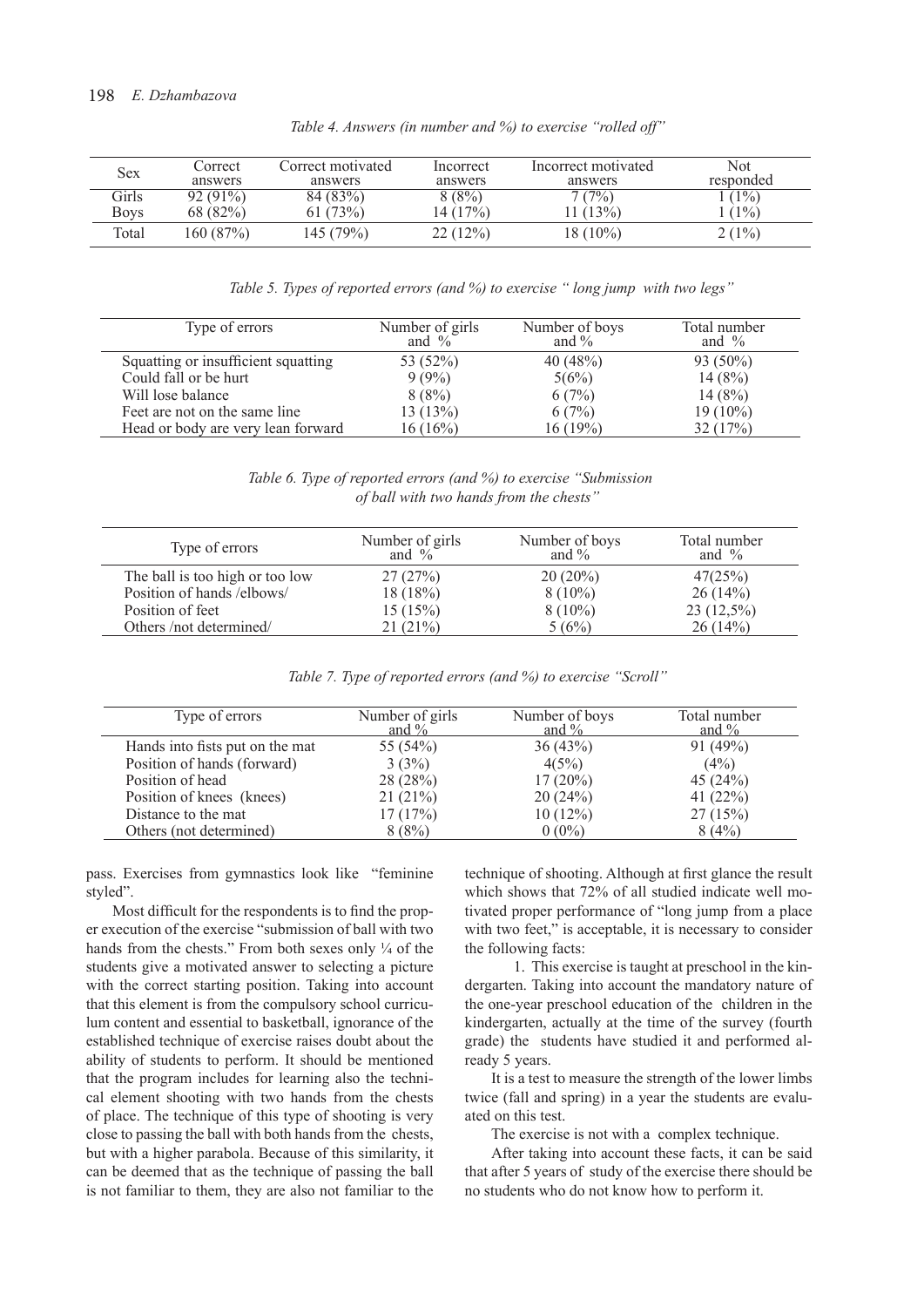*Table 4. Answers (in number and %) to exercise "rolled off"*

| Sex | Correct answers | Correct motivated answers | Incorrect answers | Incorrect motivated answers | Not responded |
|---|---|---|---|---|---|
| Girls | 92 (91%) | 84 (83%) | 8 (8%) | 7 (7%) | 1 (1%) |
| Boys | 68 (82%) | 61 (73%) | 14 (17%) | 11 (13%) | 1 (1%) |
| Total | 160 (87%) | 145 (79%) | 22 (12%) | 18 (10%) | 2 (1%) |

*Table 5. Types of reported errors (and %) to exercise " long jump with two legs"*

| Type of errors | Number of girls and % | Number of boys and % | Total number and % |
|---|---|---|---|
| Squatting or insufficient squatting | 53 (52%) | 40 (48%) | 93 (50%) |
| Could fall or be hurt | 9 (9%) | 5(6%) | 14 (8%) |
| Will lose balance | 8 (8%) | 6 (7%) | 14 (8%) |
| Feet are not on the same line | 13 (13%) | 6 (7%) | 19 (10%) |
| Head or body are very lean forward | 16 (16%) | 16 (19%) | 32 (17%) |

*Table 6. Type of reported errors (and %) to exercise "Submission of ball with two hands from the chests"*

| Type of errors | Number of girls and % | Number of boys and % | Total number and % |
|---|---|---|---|
| The ball is too high or too low | 27 (27%) | 20 (20%) | 47(25%) |
| Position of hands /elbows/ | 18 (18%) | 8 (10%) | 26 (14%) |
| Position of feet | 15 (15%) | 8 (10%) | 23 (12,5%) |
| Others /not determined/ | 21 (21%) | 5 (6%) | 26 (14%) |

*Table 7. Type of reported errors (and %) to exercise "Scroll"*

| Type of errors | Number of girls and % | Number of boys and % | Total number and % |
|---|---|---|---|
| Hands into fists put on the mat | 55 (54%) | 36 (43%) | 91 (49%) |
| Position of hands (forward) | 3 (3%) | 4(5%) | (4%) |
| Position of head | 28 (28%) | 17 (20%) | 45 (24%) |
| Position of knees (knees) | 21 (21%) | 20 (24%) | 41 (22%) |
| Distance to the mat | 17 (17%) | 10 (12%) | 27 (15%) |
| Others (not determined) | 8 (8%) | 0 (0%) | 8 (4%) |

pass. Exercises from gymnastics look like "feminine styled".

Most difficult for the respondents is to find the proper execution of the exercise "submission of ball with two hands from the chests." From both sexes only ¼ of the students give a motivated answer to selecting a picture with the correct starting position. Taking into account that this element is from the compulsory school curriculum content and essential to basketball, ignorance of the established technique of exercise raises doubt about the ability of students to perform. It should be mentioned that the program includes for learning also the technical element shooting with two hands from the chests of place. The technique of this type of shooting is very close to passing the ball with both hands from the chests, but with a higher parabola. Because of this similarity, it can be deemed that as the technique of passing the ball is not familiar to them, they are also not familiar to the technique of shooting. Although at first glance the result which shows that 72% of all studied indicate well motivated proper performance of "long jump from a place with two feet," is acceptable, it is necessary to consider the following facts:

1. This exercise is taught at preschool in the kindergarten. Taking into account the mandatory nature of the one-year preschool education of the children in the kindergarten, actually at the time of the survey (fourth grade) the students have studied it and performed already 5 years.

It is a test to measure the strength of the lower limbs twice (fall and spring) in a year the students are evaluated on this test.

The exercise is not with a complex technique.

After taking into account these facts, it can be said that after 5 years of study of the exercise there should be no students who do not know how to perform it.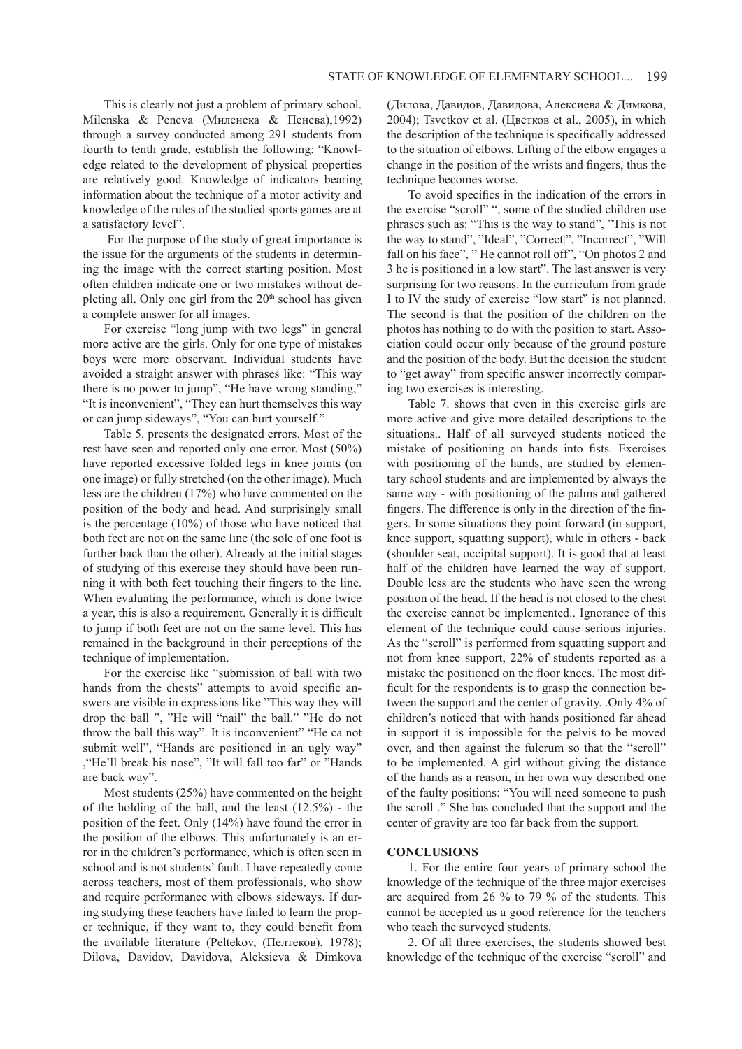This is clearly not just a problem of primary school. Milenska & Peneva (Миленска & Пенева),1992) through a survey conducted among 291 students from fourth to tenth grade, establish the following: "Knowledge related to the development of physical properties are relatively good. Knowledge of indicators bearing information about the technique of a motor activity and knowledge of the rules of the studied sports games are at a satisfactory level".

For the purpose of the study of great importance is the issue for the arguments of the students in determining the image with the correct starting position. Most often children indicate one or two mistakes without depleting all. Only one girl from the 20th school has given a complete answer for all images.

For exercise "long jump with two legs" in general more active are the girls. Only for one type of mistakes boys were more observant. Individual students have avoided a straight answer with phrases like: "This way there is no power to jump", "He have wrong standing," "It is inconvenient", "They can hurt themselves this way or can jump sideways", "You can hurt yourself."

Table 5. presents the designated errors. Most of the rest have seen and reported only one error. Most (50%) have reported excessive folded legs in knee joints (on one image) or fully stretched (on the other image). Much less are the children (17%) who have commented on the position of the body and head. And surprisingly small is the percentage (10%) of those who have noticed that both feet are not on the same line (the sole of one foot is further back than the other). Already at the initial stages of studying of this exercise they should have been running it with both feet touching their fingers to the line. When evaluating the performance, which is done twice a year, this is also a requirement. Generally it is difficult to jump if both feet are not on the same level. This has remained in the background in their perceptions of the technique of implementation.

For the exercise like "submission of ball with two hands from the chests" attempts to avoid specific answers are visible in expressions like "This way they will drop the ball ", "He will "nail" the ball." "He do not throw the ball this way". It is inconvenient" "He ca not submit well", "Hands are positioned in an ugly way" ,"He'll break his nose", "It will fall too far" or "Hands are back way".

Most students (25%) have commented on the height of the holding of the ball, and the least (12.5%) - the position of the feet. Only (14%) have found the error in the position of the elbows. This unfortunately is an error in the children's performance, which is often seen in school and is not students' fault. I have repeatedly come across teachers, most of them professionals, who show and require performance with elbows sideways. If during studying these teachers have failed to learn the proper technique, if they want to, they could benefit from the available literature (Peltekov, (Пелтеков), 1978); Dilova, Davidov, Davidova, Aleksieva & Dimkova (Дилова, Давидов, Давидова, Алексиева & Димкова, 2004); Tsvetkov et al. (Цветков et al., 2005), in which the description of the technique is specifically addressed to the situation of elbows. Lifting of the elbow engages a change in the position of the wrists and fingers, thus the technique becomes worse.

To avoid specifics in the indication of the errors in the exercise "scroll" ", some of the studied children use phrases such as: "This is the way to stand", "This is not the way to stand", "Ideal", "Correct|", "Incorrect", "Will fall on his face", " He cannot roll off", "On photos 2 and 3 he is positioned in a low start". The last answer is very surprising for two reasons. In the curriculum from grade I to IV the study of exercise "low start" is not planned. The second is that the position of the children on the photos has nothing to do with the position to start. Association could occur only because of the ground posture and the position of the body. But the decision the student to "get away" from specific answer incorrectly comparing two exercises is interesting.

Table 7. shows that even in this exercise girls are more active and give more detailed descriptions to the situations.. Half of all surveyed students noticed the mistake of positioning on hands into fists. Exercises with positioning of the hands, are studied by elementary school students and are implemented by always the same way - with positioning of the palms and gathered fingers. The difference is only in the direction of the fingers. In some situations they point forward (in support, knee support, squatting support), while in others - back (shoulder seat, occipital support). It is good that at least half of the children have learned the way of support. Double less are the students who have seen the wrong position of the head. If the head is not closed to the chest the exercise cannot be implemented.. Ignorance of this element of the technique could cause serious injuries. As the "scroll" is performed from squatting support and not from knee support, 22% of students reported as a mistake the positioned on the floor knees. The most difficult for the respondents is to grasp the connection between the support and the center of gravity. .Only 4% of children's noticed that with hands positioned far ahead in support it is impossible for the pelvis to be moved over, and then against the fulcrum so that the "scroll" to be implemented. A girl without giving the distance of the hands as a reason, in her own way described one of the faulty positions: "You will need someone to push the scroll ." She has concluded that the support and the center of gravity are too far back from the support.

## CONCLUSIONS

1. For the entire four years of primary school the knowledge of the technique of the three major exercises are acquired from 26 % to 79 % of the students. This cannot be accepted as a good reference for the teachers who teach the surveyed students.

2. Of all three exercises, the students showed best knowledge of the technique of the exercise "scroll" and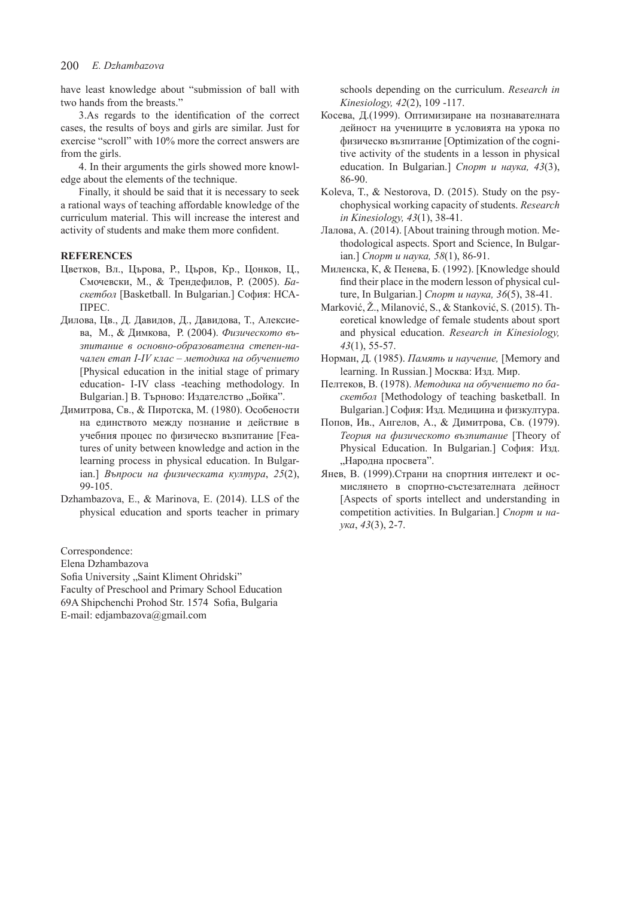have least knowledge about "submission of ball with two hands from the breasts."

3.As regards to the identification of the correct cases, the results of boys and girls are similar. Just for exercise "scroll" with 10% more the correct answers are from the girls.

4. In their arguments the girls showed more knowledge about the elements of the technique.

Finally, it should be said that it is necessary to seek a rational ways of teaching affordable knowledge of the curriculum material. This will increase the interest and activity of students and make them more confident.

## REFERENCES

Цветков, Вл., Църова, Р., Църов, Кр., Цонков, Ц., Смочевски, М., & Трендефилов, Р. (2005). *Баскетбол* [Basketball. In Bulgarian.] София: НСА-ПРЕС.

Дилова, Цв., Д. Давидов, Д., Давидова, Т., Алексиева, М., & Димкова, Р. (2004). *Физическото възпитание в основно-образователна степен-начален етап I-IV клас – методика на обучението* [Physical education in the initial stage of primary education- I-IV class -teaching methodology. In Bulgarian.] В. Търново: Издателство „Бойка".

Димитрова, Св., & Пиротска, М. (1980). Особености на единството между познание и действие в учебния процес по физическо възпитание [Features of unity between knowledge and action in the learning process in physical education. In Bulgarian.] *Въпроси на физическата култура*, *25*(2), 99-105.

Dzhambazova, E., & Marinova, E. (2014). LLS of the physical education and sports teacher in primary schools depending on the curriculum. *Research in Kinesiology, 42*(2), 109 -117.

Косева, Д.(1999). Оптимизиране на познавателната дейност на учениците в условията на урока по физическо възпитание [Optimization of the cognitive activity of the students in a lesson in physical education. In Bulgarian.] *Спорт и наука, 43*(3), 86-90.

Koleva, T., & Nestorova, D. (2015). Study on the psychophysical working capacity of students. *Research in Kinesiology, 43*(1), 38-41.

Лалова, А. (2014). [About training through motion. Methodological aspects. Sport and Science, In Bulgarian.] *Спорт и наука, 58*(1), 86-91.

Миленска, К, & Пенева, Б. (1992). [Knowledge should find their place in the modern lesson of physical culture, In Bulgarian.] *Спорт и наука, 36*(5), 38-41.

Marković, Ž., Milanović, S., & Stanković, S. (2015). Theoretical knowledge of female students about sport and physical education. *Research in Kinesiology, 43*(1), 55-57.

Норман, Д. (1985). *Память и научение,* [Memory and learning. In Russian.] Москва: Изд. Мир.

Пелтеков, В. (1978). *Методика на обучението по баскетбол* [Methodology of teaching basketball. In Bulgarian.] София: Изд. Медицина и физкултура.

Попов, Ив., Ангелов, А., & Димитрова, Св. (1979). *Теория на физическото възпитание* [Theory of Physical Education. In Bulgarian.] София: Изд. „Народна просвета".

Янев, В. (1999).Страни на спортния интелект и осмислянето в спортно-състезателната дейност [Aspects of sports intellect and understanding in competition activities. In Bulgarian.] *Спорт и наука*, *43*(3), 2-7.

Correspondence:
Elena Dzhambazova
Sofia University „Saint Kliment Ohridski"
Faculty of Preschool and Primary School Education
69A Shipchenchi Prohod Str. 1574 Sofia, Bulgaria
E-mail: edjambazova@gmail.com